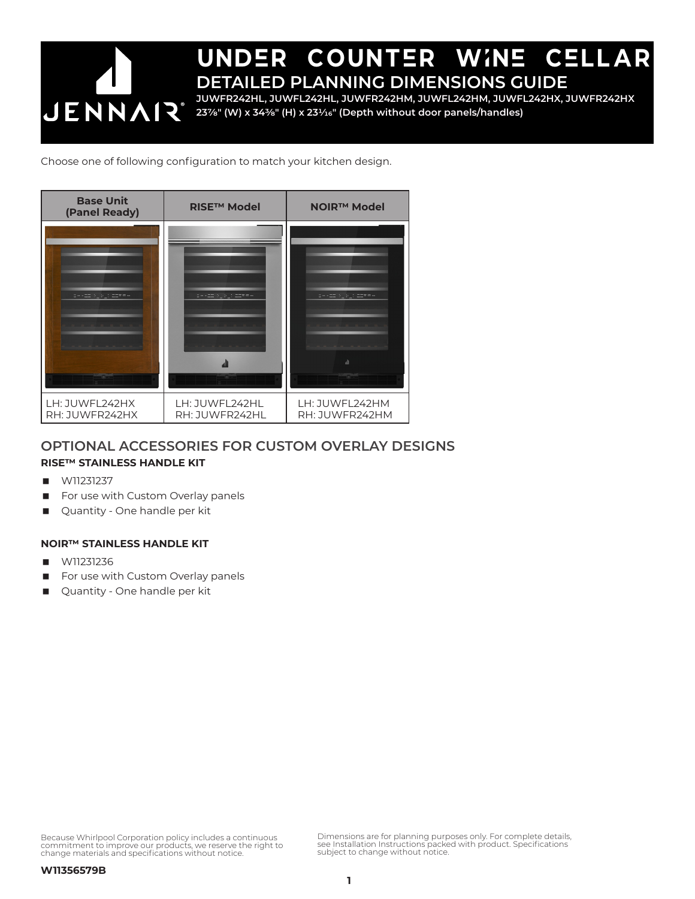# UNDER COUNTER WINE CELLAR

## DETAILED PLANNING DIMENSIONS GUIDE

**JUWFR242HL, JUWFL242HL, JUWFR242HM, JUWFL242HM, JUWFL242HX, JUWFR242HX**

**23⅞" (W) x 34⅜" (H) x 23$^{1}/_{16}$" (Depth without door panels/handles)**

Choose one of following configuration to match your kitchen design.

| Base Unit (Panel Ready) | RISE™ Model | NOIR™ Model |
|---|---|---|
| | | |
| LH: JUWFL242HX<br>RH: JUWFR242HX | LH: JUWFL242HL<br>RH: JUWFR242HL | LH: JUWFL242HM<br>RH: JUWFR242HM |

## OPTIONAL ACCESSORIES FOR CUSTOM OVERLAY DESIGNS

**RISE™ STAINLESS HANDLE KIT**

- W11231237
- For use with Custom Overlay panels
- Quantity - One handle per kit

**NOIR™ STAINLESS HANDLE KIT**

- W11231236
- For use with Custom Overlay panels
- Quantity - One handle per kit

Because Whirlpool Corporation policy includes a continuous commitment to improve our products, we reserve the right to change materials and specifications without notice.

Dimensions are for planning purposes only. For complete details, see Installation Instructions packed with product. Specifications subject to change without notice.

**W11356579B**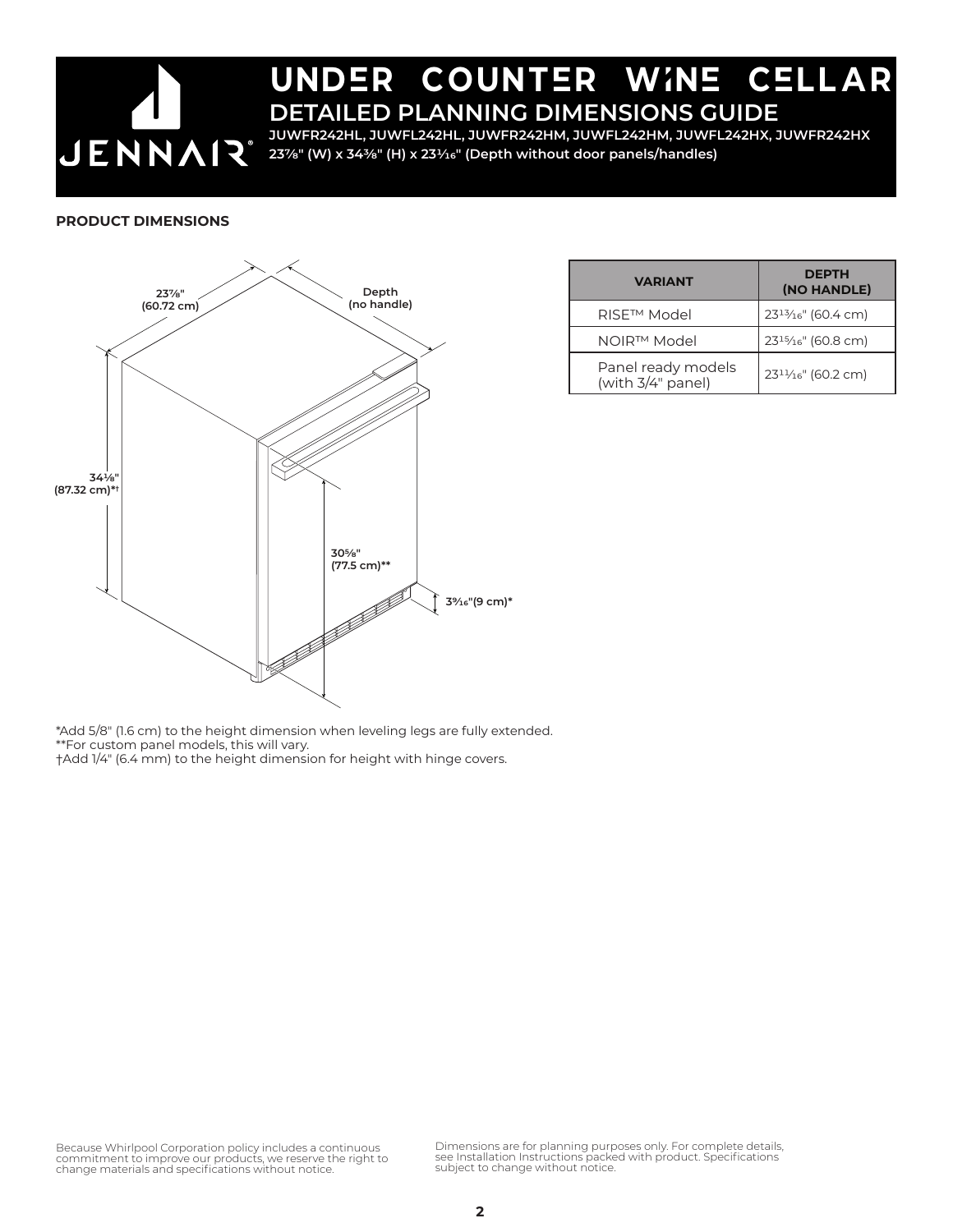# UNDER COUNTER WINE CELLAR

## DETAILED PLANNING DIMENSIONS GUIDE

**JUWFR242HL, JUWFL242HL, JUWFR242HM, JUWFL242HM, JUWFL242HX, JUWFR242HX**

**23⅞" (W) x 34⅜" (H) x 23¹⁄₁₆" (Depth without door panels/handles)**

### PRODUCT DIMENSIONS

23⅞" (60.72 cm)

Depth (no handle)

34⅛" (87.32 cm)*†

30⅝" (77.5 cm)**

3⁹⁄₁₆"(9 cm)*

| VARIANT | DEPTH (NO HANDLE) |
| --- | --- |
| RISE™ Model | 23¹³⁄₁₆" (60.4 cm) |
| NOIR™ Model | 23¹⁵⁄₁₆" (60.8 cm) |
| Panel ready models (with 3/4" panel) | 23¹¹⁄₁₆" (60.2 cm) |

*Add 5/8" (1.6 cm) to the height dimension when leveling legs are fully extended.
**For custom panel models, this will vary.
†Add 1/4" (6.4 mm) to the height dimension for height with hinge covers.

Because Whirlpool Corporation policy includes a continuous commitment to improve our products, we reserve the right to change materials and specifications without notice.

Dimensions are for planning purposes only. For complete details, see Installation Instructions packed with product. Specifications subject to change without notice.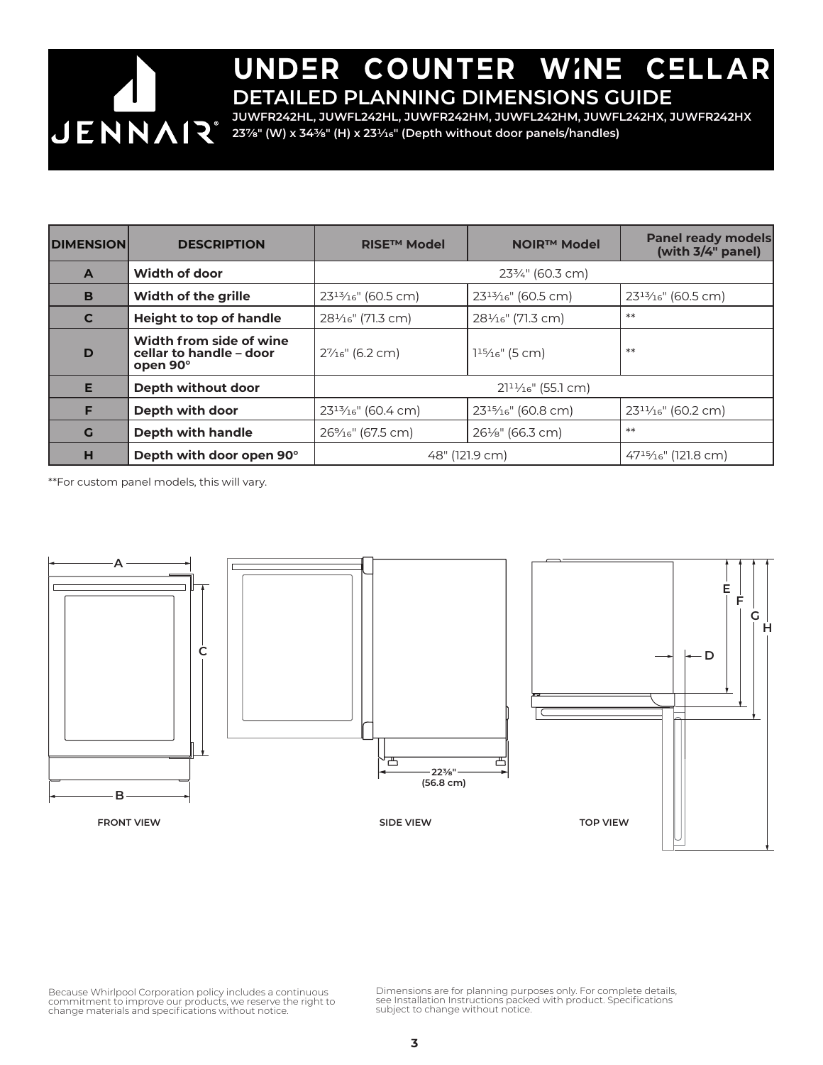# UNDER COUNTER WINE CELLAR

## DETAILED PLANNING DIMENSIONS GUIDE

**JUWFR242HL, JUWFL242HL, JUWFR242HM, JUWFL242HM, JUWFL242HX, JUWFR242HX**

**23⅞" (W) x 34⅜" (H) x 23¹⁄₁₆" (Depth without door panels/handles)**

| DIMENSION | DESCRIPTION | RISE™ Model | NOIR™ Model | Panel ready models (with 3/4" panel) |
|---|---|---|---|---|
| A | Width of door | 23¾" (60.3 cm) | | |
| B | Width of the grille | 23¹³⁄₁₆" (60.5 cm) | 23¹³⁄₁₆" (60.5 cm) | 23¹³⁄₁₆" (60.5 cm) |
| C | Height to top of handle | 28¹⁄₁₆" (71.3 cm) | 28¹⁄₁₆" (71.3 cm) | ** |
| D | Width from side of wine cellar to handle – door open 90° | 2⁷⁄₁₆" (6.2 cm) | 1¹⁵⁄₁₆" (5 cm) | ** |
| E | Depth without door | 21¹¹⁄₁₆" (55.1 cm) | | |
| F | Depth with door | 23¹³⁄₁₆" (60.4 cm) | 23¹⁵⁄₁₆" (60.8 cm) | 23¹¹⁄₁₆" (60.2 cm) |
| G | Depth with handle | 26⁹⁄₁₆" (67.5 cm) | 26⅛" (66.3 cm) | ** |
| H | Depth with door open 90° | 48" (121.9 cm) | | 47¹⁵⁄₁₆" (121.8 cm) |

**For custom panel models, this will vary.

A

C

B

FRONT VIEW

22⅜" (56.8 cm)

SIDE VIEW

E F G H

D

TOP VIEW

Because Whirlpool Corporation policy includes a continuous commitment to improve our products, we reserve the right to change materials and specifications without notice.

Dimensions are for planning purposes only. For complete details, see Installation Instructions packed with product. Specifications subject to change without notice.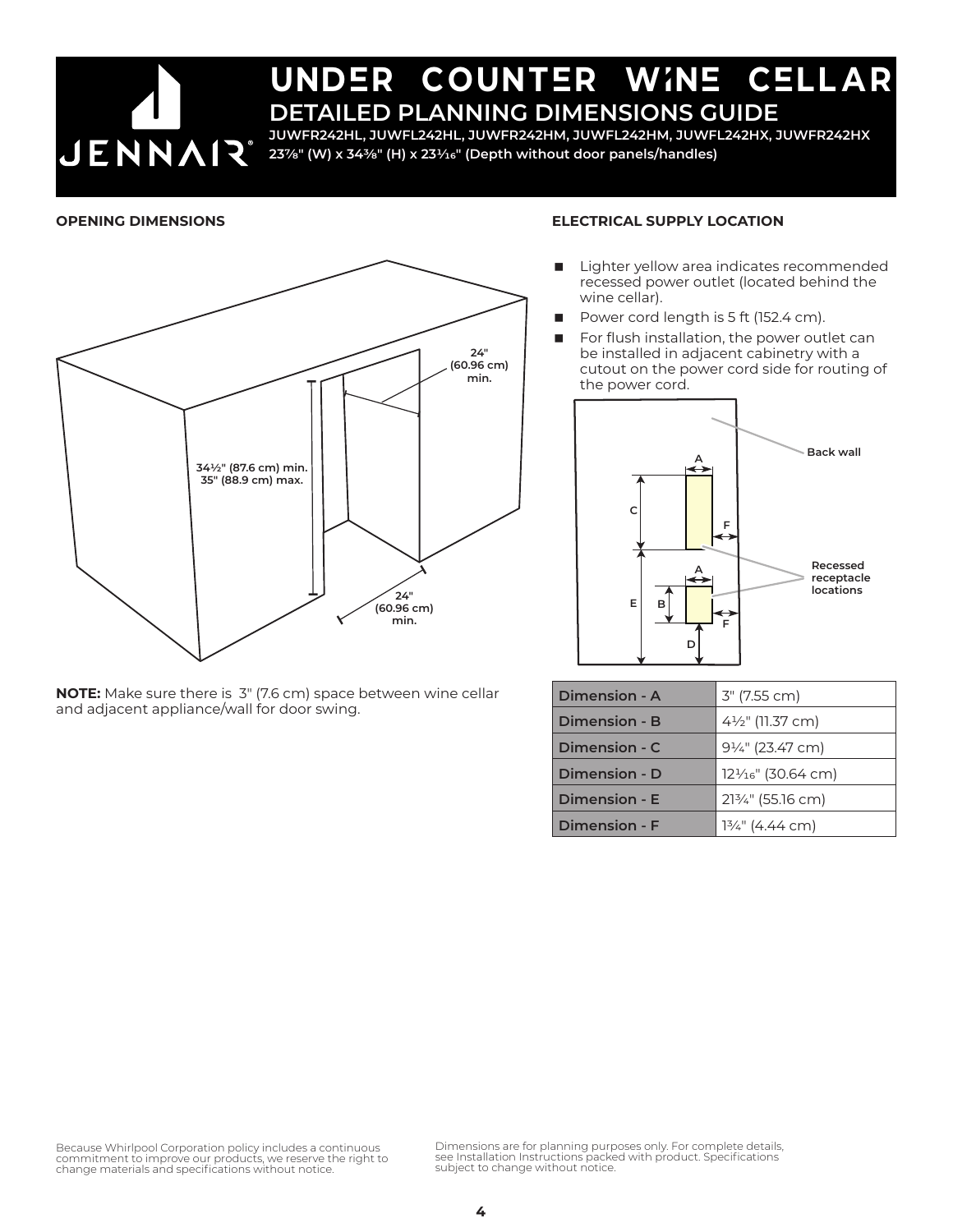# UNDER COUNTER WINE CELLAR

## DETAILED PLANNING DIMENSIONS GUIDE

**JUWFR242HL, JUWFL242HL, JUWFR242HM, JUWFL242HM, JUWFL242HX, JUWFR242HX**

**23⅞" (W) x 34⅜" (H) x 23¹⁄₁₆" (Depth without door panels/handles)**

### OPENING DIMENSIONS

24" (60.96 cm) min.

34½" (87.6 cm) min.
35" (88.9 cm) max.

24" (60.96 cm) min.

**NOTE:** Make sure there is 3" (7.6 cm) space between wine cellar and adjacent appliance/wall for door swing.

### ELECTRICAL SUPPLY LOCATION

- Lighter yellow area indicates recommended recessed power outlet (located behind the wine cellar).
- Power cord length is 5 ft (152.4 cm).
- For flush installation, the power outlet can be installed in adjacent cabinetry with a cutout on the power cord side for routing of the power cord.

Back wall

Recessed receptacle locations

| Dimension | Value |
|---|---|
| Dimension - A | 3" (7.55 cm) |
| Dimension - B | 4½" (11.37 cm) |
| Dimension - C | 9¼" (23.47 cm) |
| Dimension - D | 12¹⁄₁₆" (30.64 cm) |
| Dimension - E | 21¾" (55.16 cm) |
| Dimension - F | 1¾" (4.44 cm) |

Because Whirlpool Corporation policy includes a continuous commitment to improve our products, we reserve the right to change materials and specifications without notice.

Dimensions are for planning purposes only. For complete details, see Installation Instructions packed with product. Specifications subject to change without notice.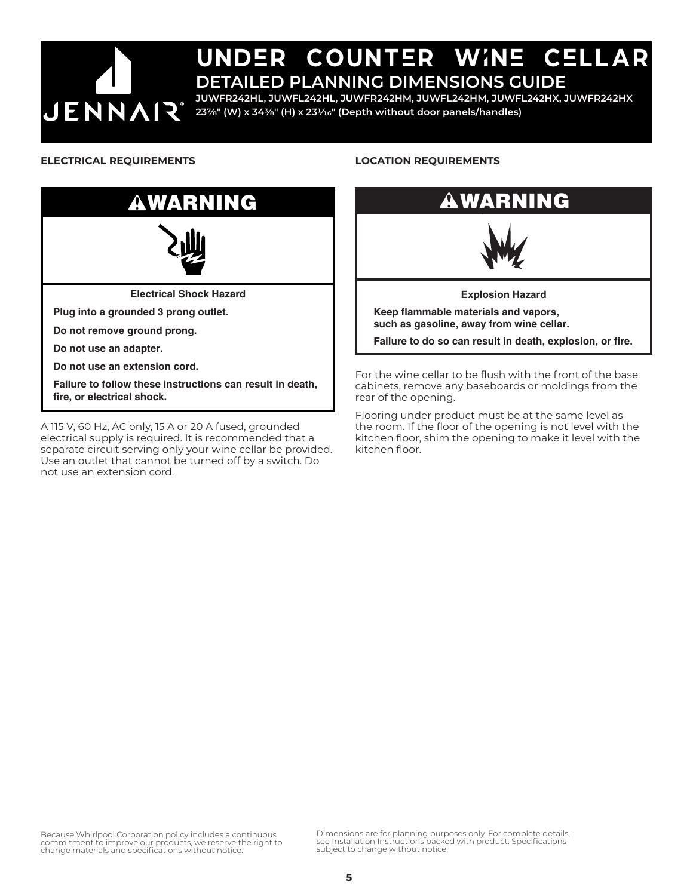# UNDER COUNTER WINE CELLAR

## DETAILED PLANNING DIMENSIONS GUIDE

**JUWFR242HL, JUWFL242HL, JUWFR242HM, JUWFL242HM, JUWFL242HX, JUWFR242HX**

**23⅞" (W) x 34⅜" (H) x 23¹⁄₁₆" (Depth without door panels/handles)**

### ELECTRICAL REQUIREMENTS

> **⚠WARNING**
>
> **Electrical Shock Hazard**
>
> **Plug into a grounded 3 prong outlet.**
>
> **Do not remove ground prong.**
>
> **Do not use an adapter.**
>
> **Do not use an extension cord.**
>
> **Failure to follow these instructions can result in death, fire, or electrical shock.**

A 115 V, 60 Hz, AC only, 15 A or 20 A fused, grounded electrical supply is required. It is recommended that a separate circuit serving only your wine cellar be provided. Use an outlet that cannot be turned off by a switch. Do not use an extension cord.

### LOCATION REQUIREMENTS

> **⚠WARNING**
>
> **Explosion Hazard**
>
> **Keep flammable materials and vapors, such as gasoline, away from wine cellar.**
>
> **Failure to do so can result in death, explosion, or fire.**

For the wine cellar to be flush with the front of the base cabinets, remove any baseboards or moldings from the rear of the opening.

Flooring under product must be at the same level as the room. If the floor of the opening is not level with the kitchen floor, shim the opening to make it level with the kitchen floor.

Because Whirlpool Corporation policy includes a continuous commitment to improve our products, we reserve the right to change materials and specifications without notice.

Dimensions are for planning purposes only. For complete details, see Installation Instructions packed with product. Specifications subject to change without notice.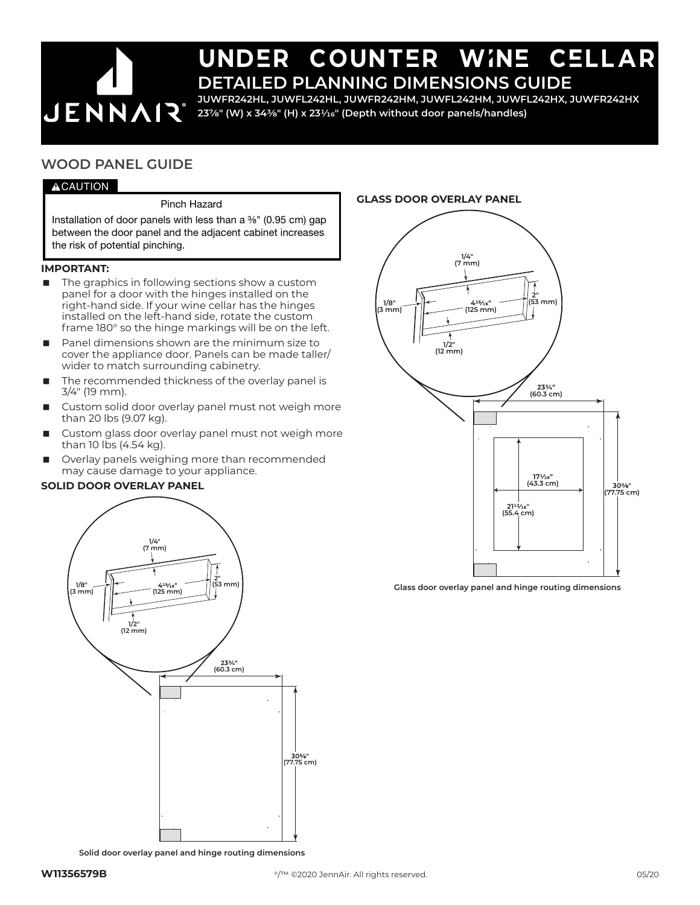# UNDER COUNTER WINE CELLAR

## DETAILED PLANNING DIMENSIONS GUIDE

**JUWFR242HL, JUWFL242HL, JUWFR242HM, JUWFL242HM, JUWFL242HX, JUWFR242HX**

**23⅞" (W) x 34⅜" (H) x 23¹⁄₁₆" (Depth without door panels/handles)**

## WOOD PANEL GUIDE

**⚠CAUTION**

Pinch Hazard

Installation of door panels with less than a ⅜" (0.95 cm) gap between the door panel and the adjacent cabinet increases the risk of potential pinching.

**IMPORTANT:**

- The graphics in following sections show a custom panel for a door with the hinges installed on the right-hand side. If your wine cellar has the hinges installed on the left-hand side, rotate the custom frame 180° so the hinge markings will be on the left.
- Panel dimensions shown are the minimum size to cover the appliance door. Panels can be made taller/wider to match surrounding cabinetry.
- The recommended thickness of the overlay panel is 3/4" (19 mm).
- Custom solid door overlay panel must not weigh more than 20 lbs (9.07 kg).
- Custom glass door overlay panel must not weigh more than 10 lbs (4.54 kg).
- Overlay panels weighing more than recommended may cause damage to your appliance.

### SOLID DOOR OVERLAY PANEL

1/4" (7 mm)
1/8" (3 mm)
4¹⁵⁄₁₆" (125 mm)
2" (53 mm)
1/2" (12 mm)
23¾" (60.3 cm)
30⅝" (77.75 cm)

Solid door overlay panel and hinge routing dimensions

### GLASS DOOR OVERLAY PANEL

1/4" (7 mm)
1/8" (3 mm)
4¹⁵⁄₁₆" (125 mm)
2" (53 mm)
1/2" (12 mm)
23¾" (60.3 cm)
17¹⁄₁₆" (43.3 cm)
21¹³⁄₁₆" (55.4 cm)
30⅝" (77.75 cm)

Glass door overlay panel and hinge routing dimensions

W11356579B ®/™ ©2020 JennAir. All rights reserved. 05/20